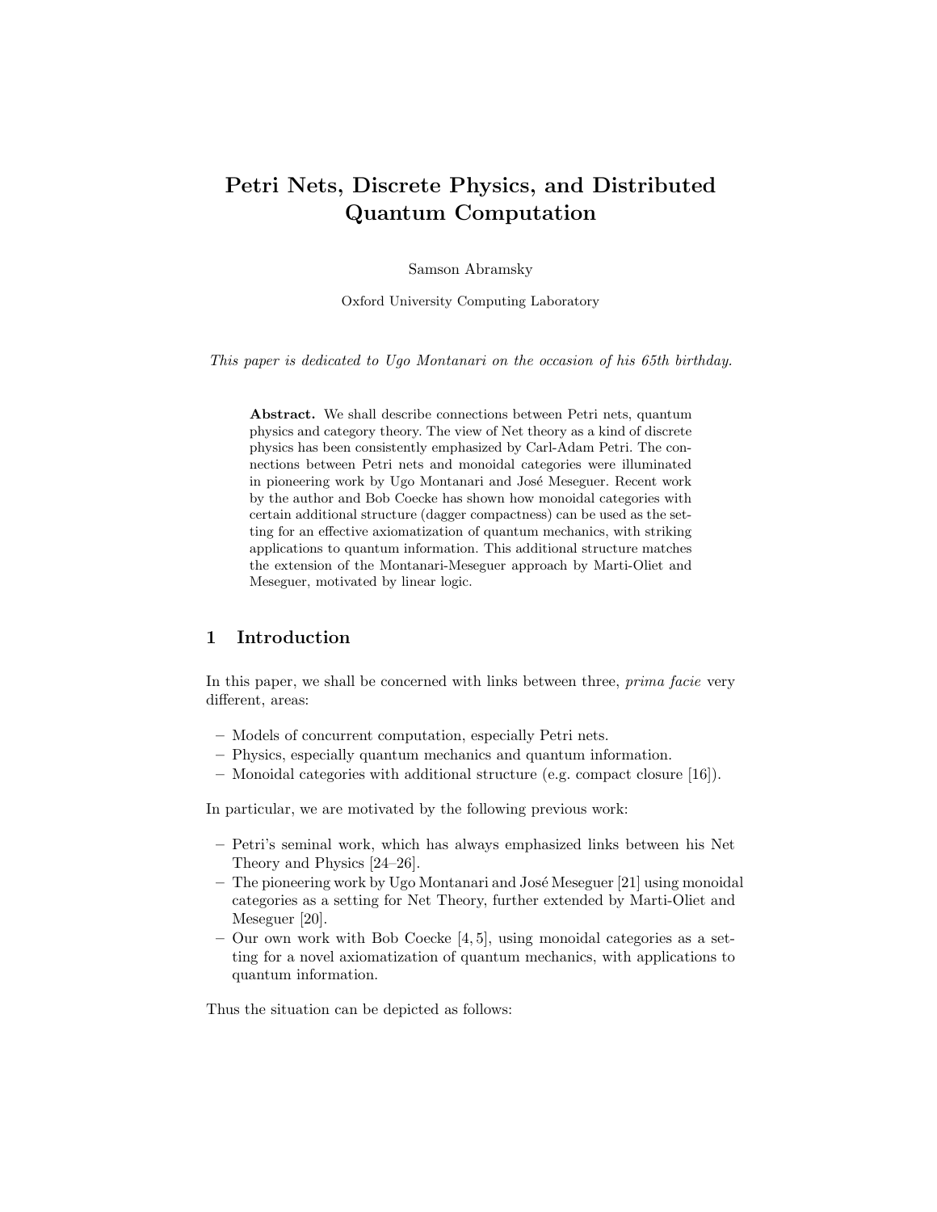# Petri Nets, Discrete Physics, and Distributed Quantum Computation

Samson Abramsky

Oxford University Computing Laboratory

*This paper is dedicated to Ugo Montanari on the occasion of his 65th birthday.*

**Abstract.** We shall describe connections between Petri nets, quantum physics and category theory. The view of Net theory as a kind of discrete physics has been consistently emphasized by Carl-Adam Petri. The connections between Petri nets and monoidal categories were illuminated in pioneering work by Ugo Montanari and José Meseguer. Recent work by the author and Bob Coecke has shown how monoidal categories with certain additional structure (dagger compactness) can be used as the setting for an effective axiomatization of quantum mechanics, with striking applications to quantum information. This additional structure matches the extension of the Montanari-Meseguer approach by Marti-Oliet and Meseguer, motivated by linear logic.

## 1 Introduction

In this paper, we shall be concerned with links between three, *prima facie* very different, areas:

- Models of concurrent computation, especially Petri nets.
- Physics, especially quantum mechanics and quantum information.
- Monoidal categories with additional structure (e.g. compact closure [16]).

In particular, we are motivated by the following previous work:

- Petri's seminal work, which has always emphasized links between his Net Theory and Physics [24–26].
- The pioneering work by Ugo Montanari and José Meseguer [21] using monoidal categories as a setting for Net Theory, further extended by Marti-Oliet and Meseguer [20].
- Our own work with Bob Coecke [4, 5], using monoidal categories as a setting for a novel axiomatization of quantum mechanics, with applications to quantum information.

Thus the situation can be depicted as follows: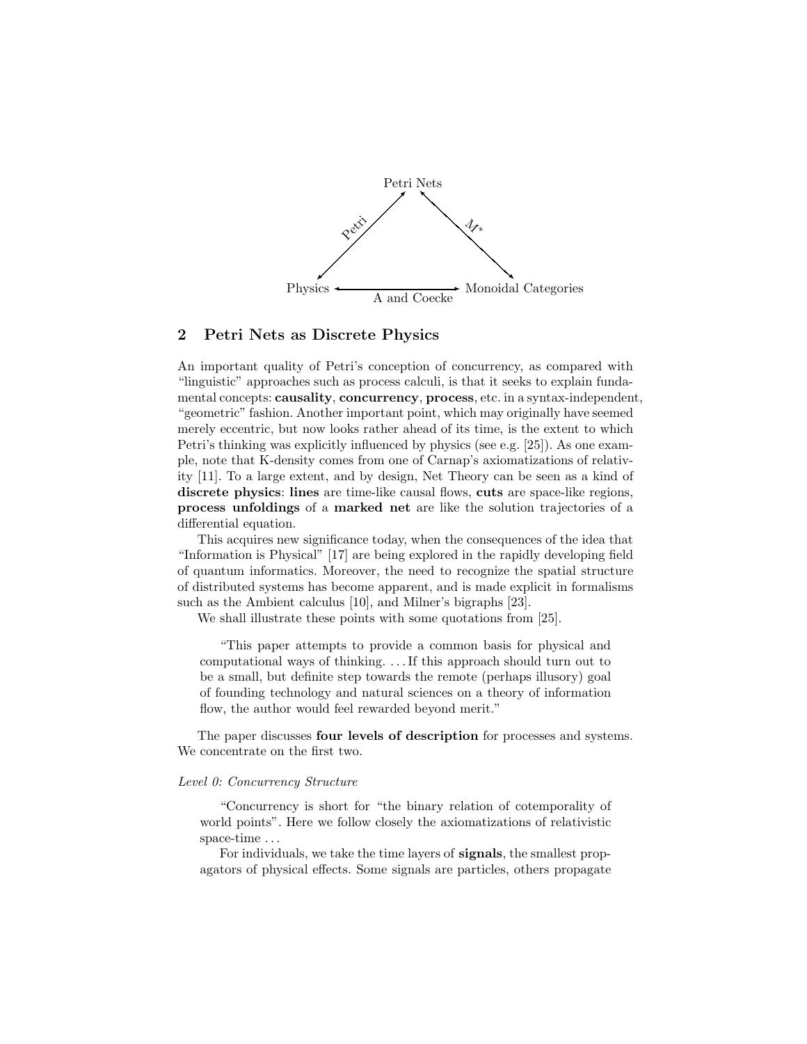## 2 Petri Nets as Discrete Physics

An important quality of Petri's conception of concurrency, as compared with "linguistic" approaches such as process calculi, is that it seeks to explain fundamental concepts: **causality**, **concurrency**, **process**, etc. in a syntax-independent, "geometric" fashion. Another important point, which may originally have seemed merely eccentric, but now looks rather ahead of its time, is the extent to which Petri's thinking was explicitly influenced by physics (see e.g. [25]). As one example, note that K-density comes from one of Carnap's axiomatizations of relativity [11]. To a large extent, and by design, Net Theory can be seen as a kind of **discrete physics**: **lines** are time-like causal flows, **cuts** are space-like regions, **process unfoldings** of a **marked net** are like the solution trajectories of a differential equation.

This acquires new significance today, when the consequences of the idea that "Information is Physical" [17] are being explored in the rapidly developing field of quantum informatics. Moreover, the need to recognize the spatial structure of distributed systems has become apparent, and is made explicit in formalisms such as the Ambient calculus [10], and Milner's bigraphs [23].

We shall illustrate these points with some quotations from [25].

> "This paper attempts to provide a common basis for physical and computational ways of thinking. ... If this approach should turn out to be a small, but definite step towards the remote (perhaps illusory) goal of founding technology and natural sciences on a theory of information flow, the author would feel rewarded beyond merit."

The paper discusses **four levels of description** for processes and systems. We concentrate on the first two.

*Level 0: Concurrency Structure*

> "Concurrency is short for "the binary relation of cotemporality of world points". Here we follow closely the axiomatizations of relativistic space-time ...
>
> For individuals, we take the time layers of **signals**, the smallest propagators of physical effects. Some signals are particles, others propagate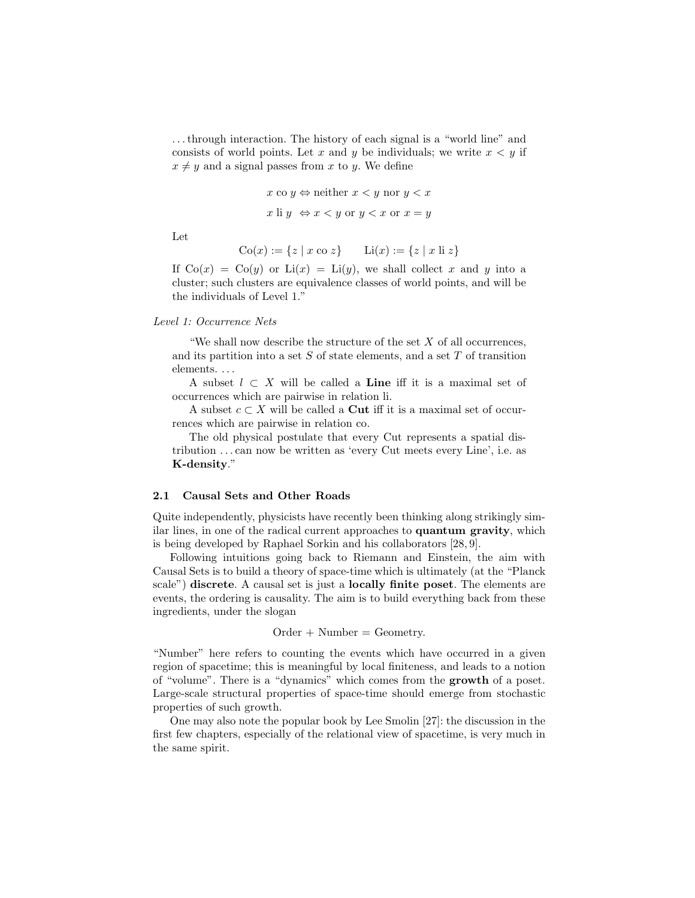. . . through interaction. The history of each signal is a "world line" and consists of world points. Let $x$ and $y$ be individuals; we write $x < y$ if $x \neq y$ and a signal passes from $x$ to $y$. We define

$$x \text{ co } y \Leftrightarrow \text{neither } x < y \text{ nor } y < x$$

$$x \text{ li } y \Leftrightarrow x < y \text{ or } y < x \text{ or } x = y$$

Let

$$\text{Co}(x) := \{z \mid x \text{ co } z\} \qquad \text{Li}(x) := \{z \mid x \text{ li } z\}$$

If $\text{Co}(x) = \text{Co}(y)$ or $\text{Li}(x) = \text{Li}(y)$, we shall collect $x$ and $y$ into a cluster; such clusters are equivalence classes of world points, and will be the individuals of Level 1."

*Level 1: Occurrence Nets*

"We shall now describe the structure of the set $X$ of all occurrences, and its partition into a set $S$ of state elements, and a set $T$ of transition elements. . . .

A subset $l \subset X$ will be called a **Line** iff it is a maximal set of occurrences which are pairwise in relation li.

A subset $c \subset X$ will be called a **Cut** iff it is a maximal set of occurrences which are pairwise in relation co.

The old physical postulate that every Cut represents a spatial distribution . . . can now be written as 'every Cut meets every Line', i.e. as **K-density**."

### 2.1 Causal Sets and Other Roads

Quite independently, physicists have recently been thinking along strikingly similar lines, in one of the radical current approaches to **quantum gravity**, which is being developed by Raphael Sorkin and his collaborators [28, 9].

Following intuitions going back to Riemann and Einstein, the aim with Causal Sets is to build a theory of space-time which is ultimately (at the "Planck scale") **discrete**. A causal set is just a **locally finite poset**. The elements are events, the ordering is causality. The aim is to build everything back from these ingredients, under the slogan

$$\text{Order} + \text{Number} = \text{Geometry}.$$

"Number" here refers to counting the events which have occurred in a given region of spacetime; this is meaningful by local finiteness, and leads to a notion of "volume". There is a "dynamics" which comes from the **growth** of a poset. Large-scale structural properties of space-time should emerge from stochastic properties of such growth.

One may also note the popular book by Lee Smolin [27]: the discussion in the first few chapters, especially of the relational view of spacetime, is very much in the same spirit.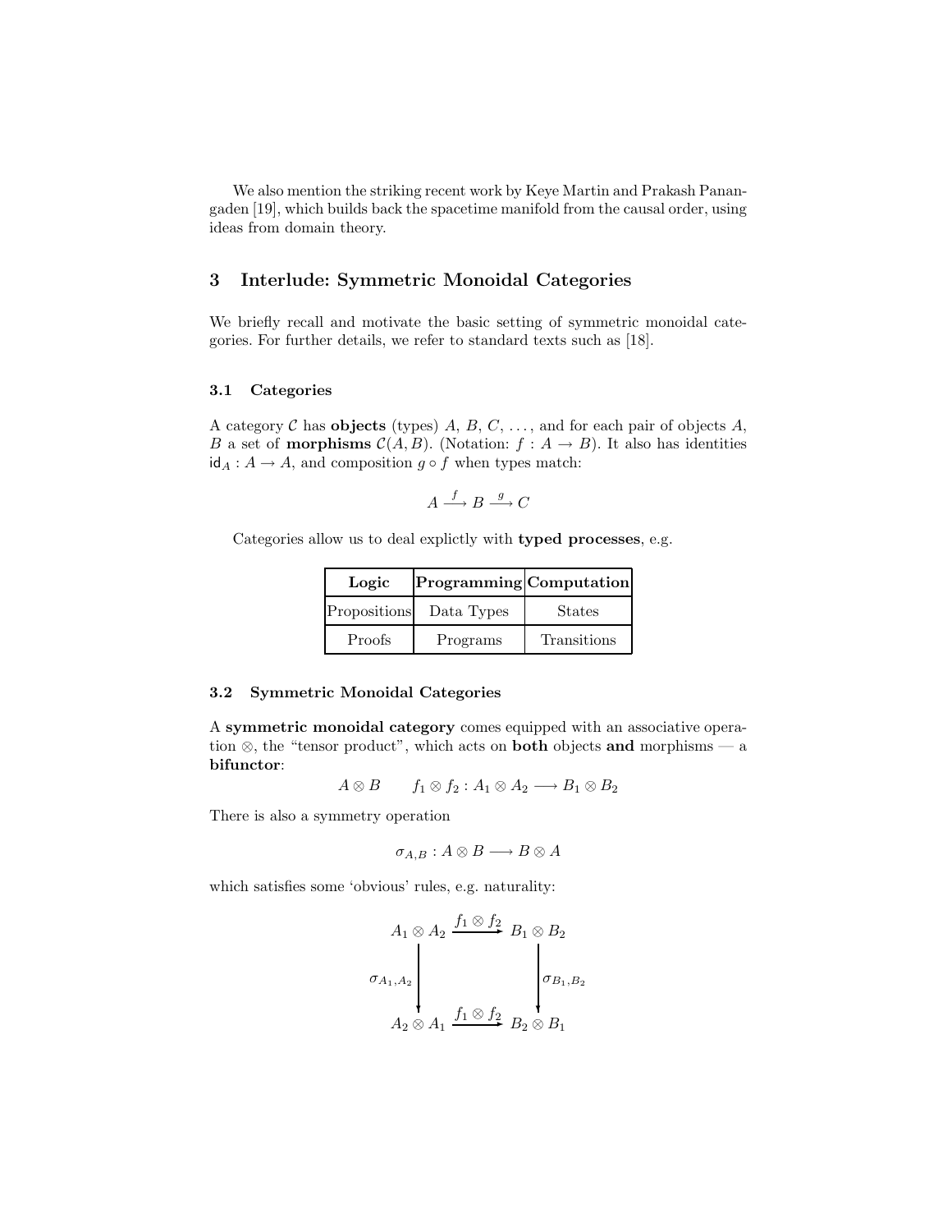We also mention the striking recent work by Keye Martin and Prakash Panangaden [19], which builds back the spacetime manifold from the causal order, using ideas from domain theory.

## 3 Interlude: Symmetric Monoidal Categories

We briefly recall and motivate the basic setting of symmetric monoidal categories. For further details, we refer to standard texts such as [18].

### 3.1 Categories

A category $\mathcal{C}$ has **objects** (types) $A$, $B$, $C$, ..., and for each pair of objects $A$, $B$ a set of **morphisms** $\mathcal{C}(A, B)$. (Notation: $f : A \to B$). It also has identities $\mathsf{id}_A : A \to A$, and composition $g \circ f$ when types match:

$$A \xrightarrow{f} B \xrightarrow{g} C$$

Categories allow us to deal explictly with **typed processes**, e.g.

| **Logic** | **Programming** | **Computation** |
|---|---|---|
| Propositions | Data Types | States |
| Proofs | Programs | Transitions |

### 3.2 Symmetric Monoidal Categories

A **symmetric monoidal category** comes equipped with an associative operation $\otimes$, the "tensor product", which acts on **both** objects **and** morphisms — a **bifunctor**:

$$A \otimes B \qquad f_1 \otimes f_2 : A_1 \otimes A_2 \longrightarrow B_1 \otimes B_2$$

There is also a symmetry operation

$$\sigma_{A,B} : A \otimes B \longrightarrow B \otimes A$$

which satisfies some 'obvious' rules, e.g. naturality:

$$\begin{array}{ccc}
A_1 \otimes A_2 & \xrightarrow{f_1 \otimes f_2} & B_1 \otimes B_2 \\
\Big\downarrow{\scriptstyle \sigma_{A_1,A_2}} & & \Big\downarrow{\scriptstyle \sigma_{B_1,B_2}} \\
A_2 \otimes A_1 & \xrightarrow{f_1 \otimes f_2} & B_2 \otimes B_1
\end{array}$$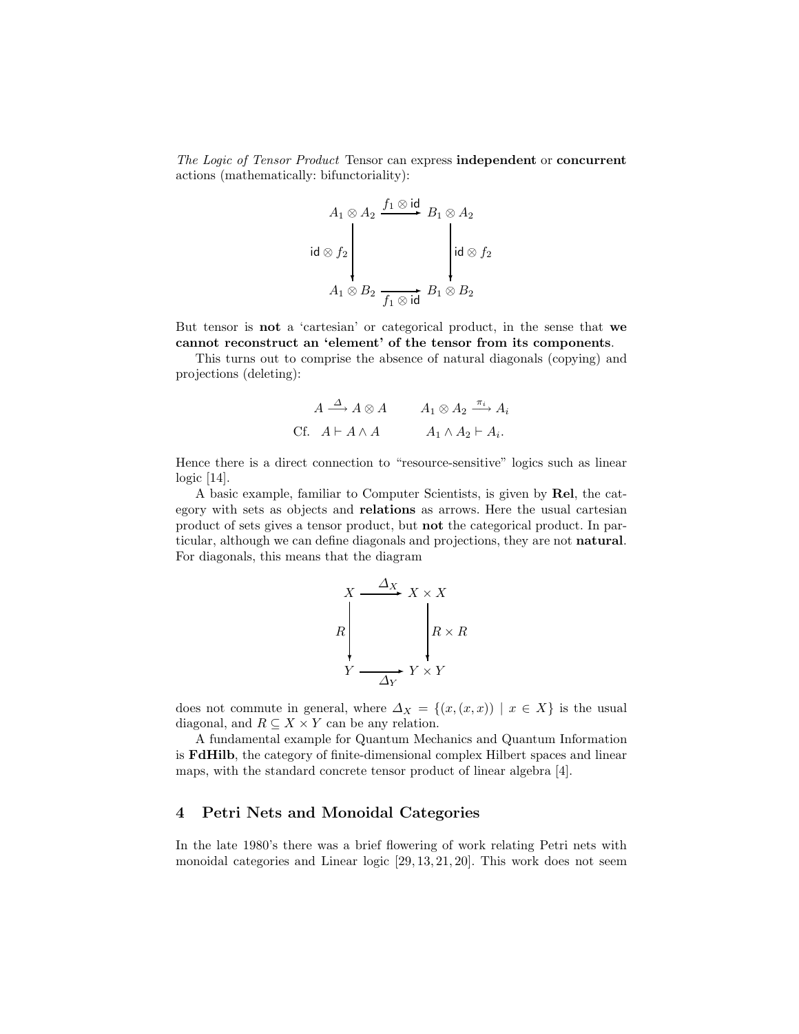*The Logic of Tensor Product* Tensor can express **independent** or **concurrent** actions (mathematically: bifunctoriality):

$$
\begin{array}{ccc}
A_1 \otimes A_2 & \xrightarrow{f_1 \otimes \mathsf{id}} & B_1 \otimes A_2 \\
{\scriptstyle \mathsf{id} \otimes f_2}\downarrow & & \downarrow{\scriptstyle \mathsf{id} \otimes f_2} \\
A_1 \otimes B_2 & \xrightarrow[f_1 \otimes \mathsf{id}]{} & B_1 \otimes B_2
\end{array}
$$

But tensor is **not** a 'cartesian' or categorical product, in the sense that **we cannot reconstruct an 'element' of the tensor from its components**.

This turns out to comprise the absence of natural diagonals (copying) and projections (deleting):

$$
\begin{array}{lll}
 & A \xrightarrow{\Delta} A \otimes A & A_1 \otimes A_2 \xrightarrow{\pi_i} A_i \\
\text{Cf.} & A \vdash A \wedge A & A_1 \wedge A_2 \vdash A_i.
\end{array}
$$

Hence there is a direct connection to "resource-sensitive" logics such as linear logic [14].

A basic example, familiar to Computer Scientists, is given by **Rel**, the category with sets as objects and **relations** as arrows. Here the usual cartesian product of sets gives a tensor product, but **not** the categorical product. In particular, although we can define diagonals and projections, they are not **natural**. For diagonals, this means that the diagram

$$
\begin{array}{ccc}
X & \xrightarrow{\Delta_X} & X \times X \\
{\scriptstyle R}\downarrow & & \downarrow{\scriptstyle R \times R} \\
Y & \xrightarrow[\Delta_Y]{} & Y \times Y
\end{array}
$$

does not commute in general, where $\Delta_X = \{(x,(x,x)) \mid x \in X\}$ is the usual diagonal, and $R \subseteq X \times Y$ can be any relation.

A fundamental example for Quantum Mechanics and Quantum Information is **FdHilb**, the category of finite-dimensional complex Hilbert spaces and linear maps, with the standard concrete tensor product of linear algebra [4].

## 4 Petri Nets and Monoidal Categories

In the late 1980's there was a brief flowering of work relating Petri nets with monoidal categories and Linear logic [29, 13, 21, 20]. This work does not seem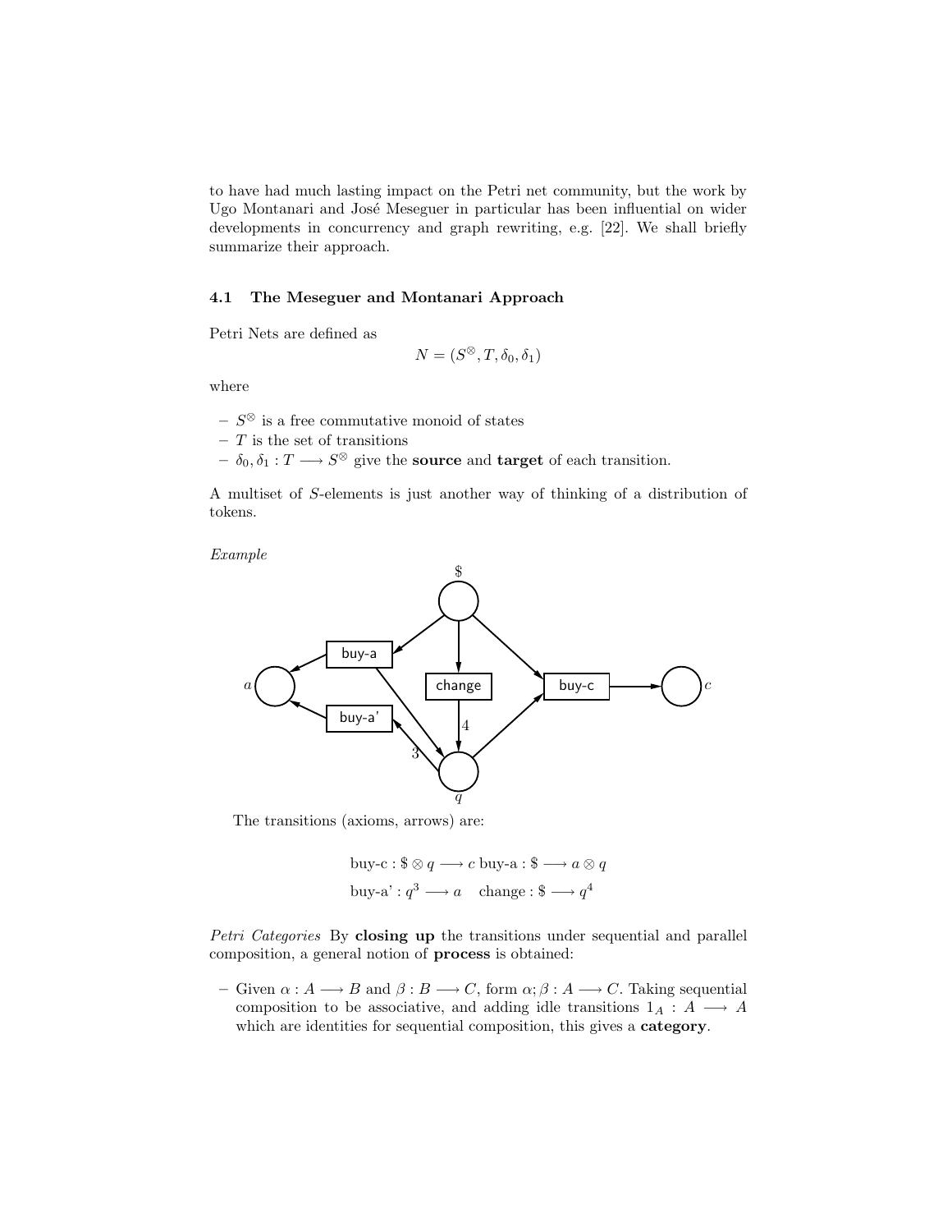to have had much lasting impact on the Petri net community, but the work by Ugo Montanari and José Meseguer in particular has been influential on wider developments in concurrency and graph rewriting, e.g. [22]. We shall briefly summarize their approach.

### 4.1 The Meseguer and Montanari Approach

Petri Nets are defined as

$$N = (S^{\otimes}, T, \delta_0, \delta_1)$$

where

- $S^{\otimes}$ is a free commutative monoid of states
- $T$ is the set of transitions
- $\delta_0, \delta_1 : T \longrightarrow S^{\otimes}$ give the **source** and **target** of each transition.

A multiset of $S$-elements is just another way of thinking of a distribution of tokens.

*Example*

The transitions (axioms, arrows) are:

$$\text{buy-c} : \$ \otimes q \longrightarrow c \;\; \text{buy-a} : \$ \longrightarrow a \otimes q$$
$$\text{buy-a'} : q^3 \longrightarrow a \quad \text{change} : \$ \longrightarrow q^4$$

*Petri Categories* By **closing up** the transitions under sequential and parallel composition, a general notion of **process** is obtained:

- Given $\alpha : A \longrightarrow B$ and $\beta : B \longrightarrow C$, form $\alpha; \beta : A \longrightarrow C$. Taking sequential composition to be associative, and adding idle transitions $1_A : A \longrightarrow A$ which are identities for sequential composition, this gives a **category**.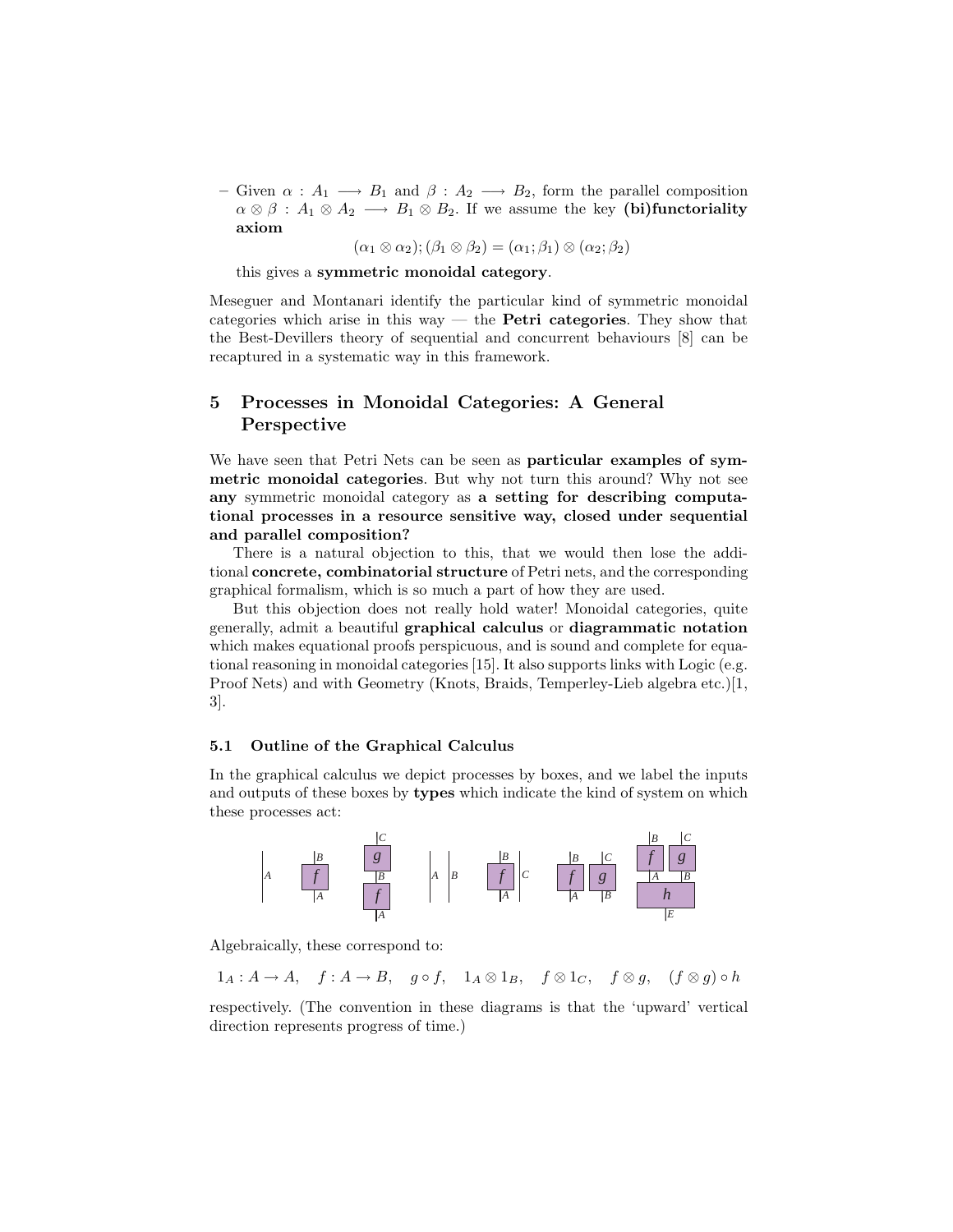- Given $\alpha : A_1 \longrightarrow B_1$ and $\beta : A_2 \longrightarrow B_2$, form the parallel composition $\alpha \otimes \beta : A_1 \otimes A_2 \longrightarrow B_1 \otimes B_2$. If we assume the key **(bi)functoriality axiom**

$$(\alpha_1 \otimes \alpha_2); (\beta_1 \otimes \beta_2) = (\alpha_1; \beta_1) \otimes (\alpha_2; \beta_2)$$

  this gives a **symmetric monoidal category**.

Meseguer and Montanari identify the particular kind of symmetric monoidal categories which arise in this way — the **Petri categories**. They show that the Best-Devillers theory of sequential and concurrent behaviours [8] can be recaptured in a systematic way in this framework.

## 5 Processes in Monoidal Categories: A General Perspective

We have seen that Petri Nets can be seen as **particular examples of symmetric monoidal categories**. But why not turn this around? Why not see **any** symmetric monoidal category as **a setting for describing computational processes in a resource sensitive way, closed under sequential and parallel composition?**

There is a natural objection to this, that we would then lose the additional **concrete, combinatorial structure** of Petri nets, and the corresponding graphical formalism, which is so much a part of how they are used.

But this objection does not really hold water! Monoidal categories, quite generally, admit a beautiful **graphical calculus** or **diagrammatic notation** which makes equational proofs perspicuous, and is sound and complete for equational reasoning in monoidal categories [15]. It also supports links with Logic (e.g. Proof Nets) and with Geometry (Knots, Braids, Temperley-Lieb algebra etc.)[1, 3].

### 5.1 Outline of the Graphical Calculus

In the graphical calculus we depict processes by boxes, and we label the inputs and outputs of these boxes by **types** which indicate the kind of system on which these processes act:

Algebraically, these correspond to:

$$1_A : A \to A, \quad f : A \to B, \quad g \circ f, \quad 1_A \otimes 1_B, \quad f \otimes 1_C, \quad f \otimes g, \quad (f \otimes g) \circ h$$

respectively. (The convention in these diagrams is that the 'upward' vertical direction represents progress of time.)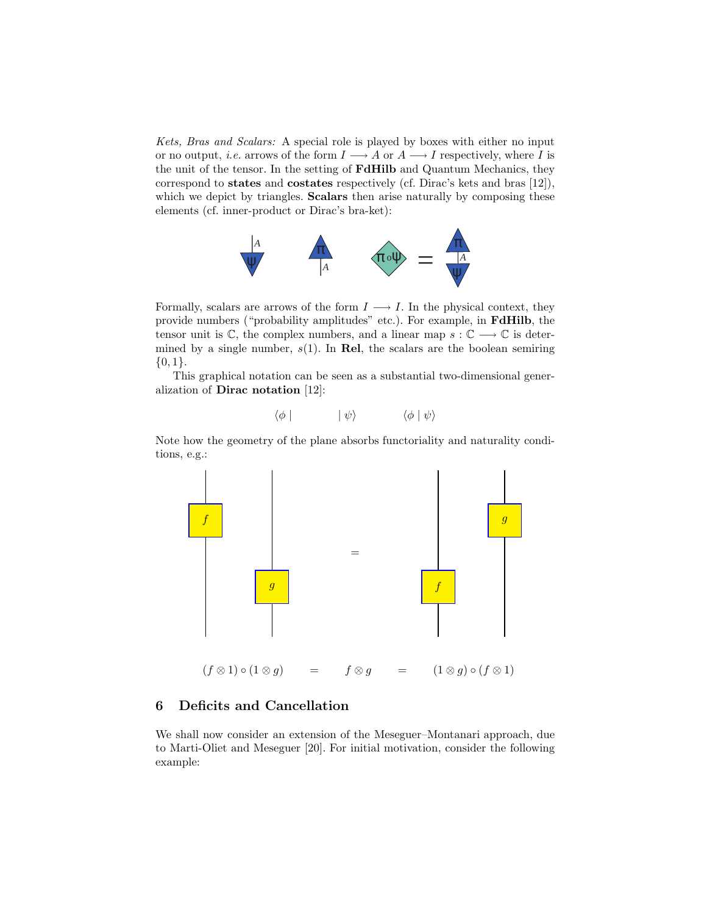*Kets, Bras and Scalars:* A special role is played by boxes with either no input or no output, *i.e.* arrows of the form $I \longrightarrow A$ or $A \longrightarrow I$ respectively, where $I$ is the unit of the tensor. In the setting of **FdHilb** and Quantum Mechanics, they correspond to **states** and **costates** respectively (cf. Dirac's kets and bras [12]), which we depict by triangles. **Scalars** then arise naturally by composing these elements (cf. inner-product or Dirac's bra-ket):

Formally, scalars are arrows of the form $I \longrightarrow I$. In the physical context, they provide numbers ("probability amplitudes" etc.). For example, in **FdHilb**, the tensor unit is $\mathbb{C}$, the complex numbers, and a linear map $s : \mathbb{C} \longrightarrow \mathbb{C}$ is determined by a single number, $s(1)$. In **Rel**, the scalars are the boolean semiring $\{0, 1\}$.

This graphical notation can be seen as a substantial two-dimensional generalization of **Dirac notation** [12]:

$$\langle \phi \mid \qquad \mid \psi \rangle \qquad \langle \phi \mid \psi \rangle$$

Note how the geometry of the plane absorbs functoriality and naturality conditions, e.g.:

$$(f \otimes 1) \circ (1 \otimes g) \quad = \quad f \otimes g \quad = \quad (1 \otimes g) \circ (f \otimes 1)$$

## 6 Deficits and Cancellation

We shall now consider an extension of the Meseguer–Montanari approach, due to Marti-Oliet and Meseguer [20]. For initial motivation, consider the following example: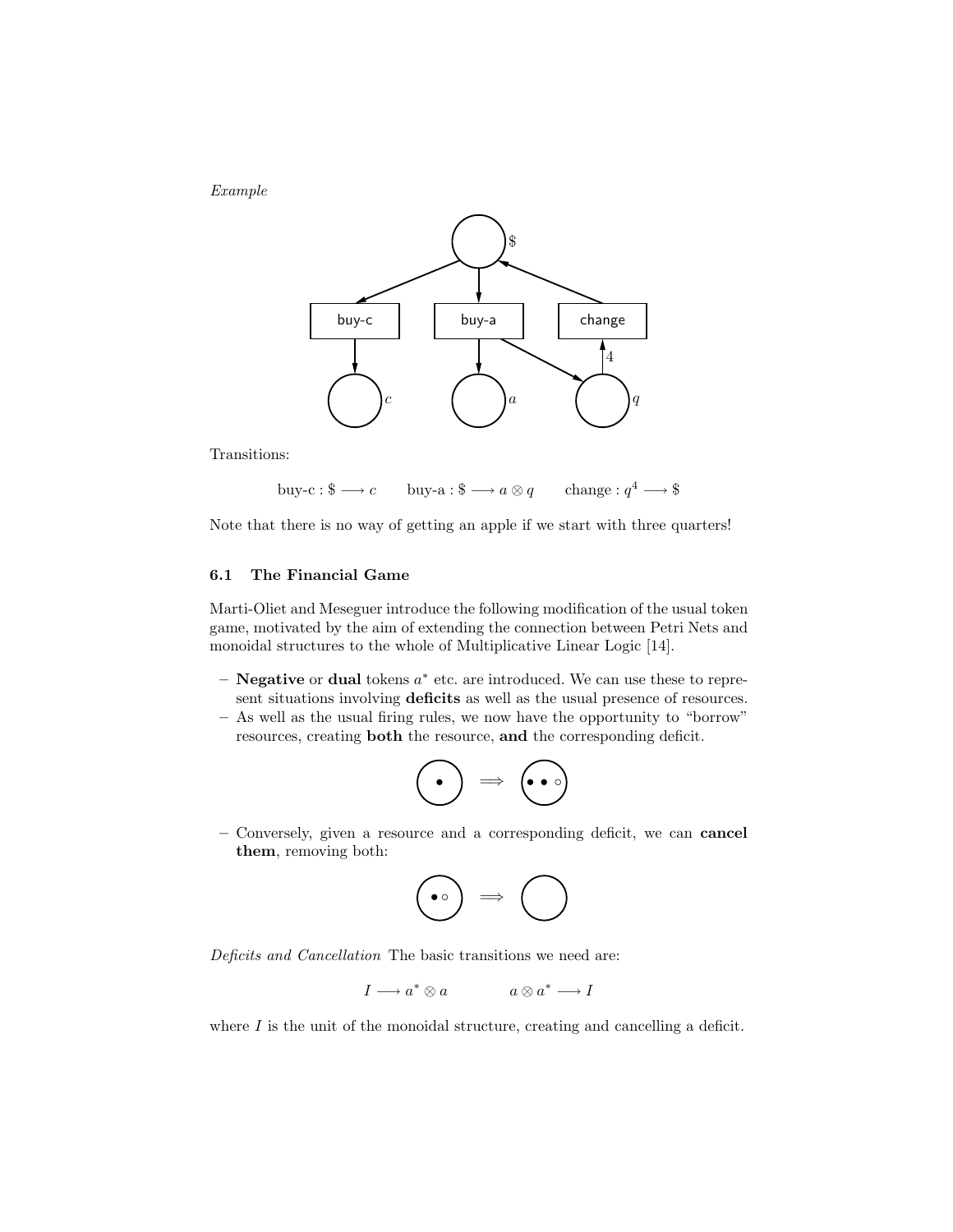*Example*

Transitions:

$$\text{buy-c} : \$ \longrightarrow c \qquad \text{buy-a} : \$ \longrightarrow a \otimes q \qquad \text{change} : q^4 \longrightarrow \$$$

Note that there is no way of getting an apple if we start with three quarters!

### 6.1 The Financial Game

Marti-Oliet and Meseguer introduce the following modification of the usual token game, motivated by the aim of extending the connection between Petri Nets and monoidal structures to the whole of Multiplicative Linear Logic [14].

- **Negative** or **dual** tokens $a^*$ etc. are introduced. We can use these to represent situations involving **deficits** as well as the usual presence of resources.
- As well as the usual firing rules, we now have the opportunity to "borrow" resources, creating **both** the resource, **and** the corresponding deficit.
- Conversely, given a resource and a corresponding deficit, we can **cancel them**, removing both:

*Deficits and Cancellation* The basic transitions we need are:

$$I \longrightarrow a^* \otimes a \qquad\qquad a \otimes a^* \longrightarrow I$$

where $I$ is the unit of the monoidal structure, creating and cancelling a deficit.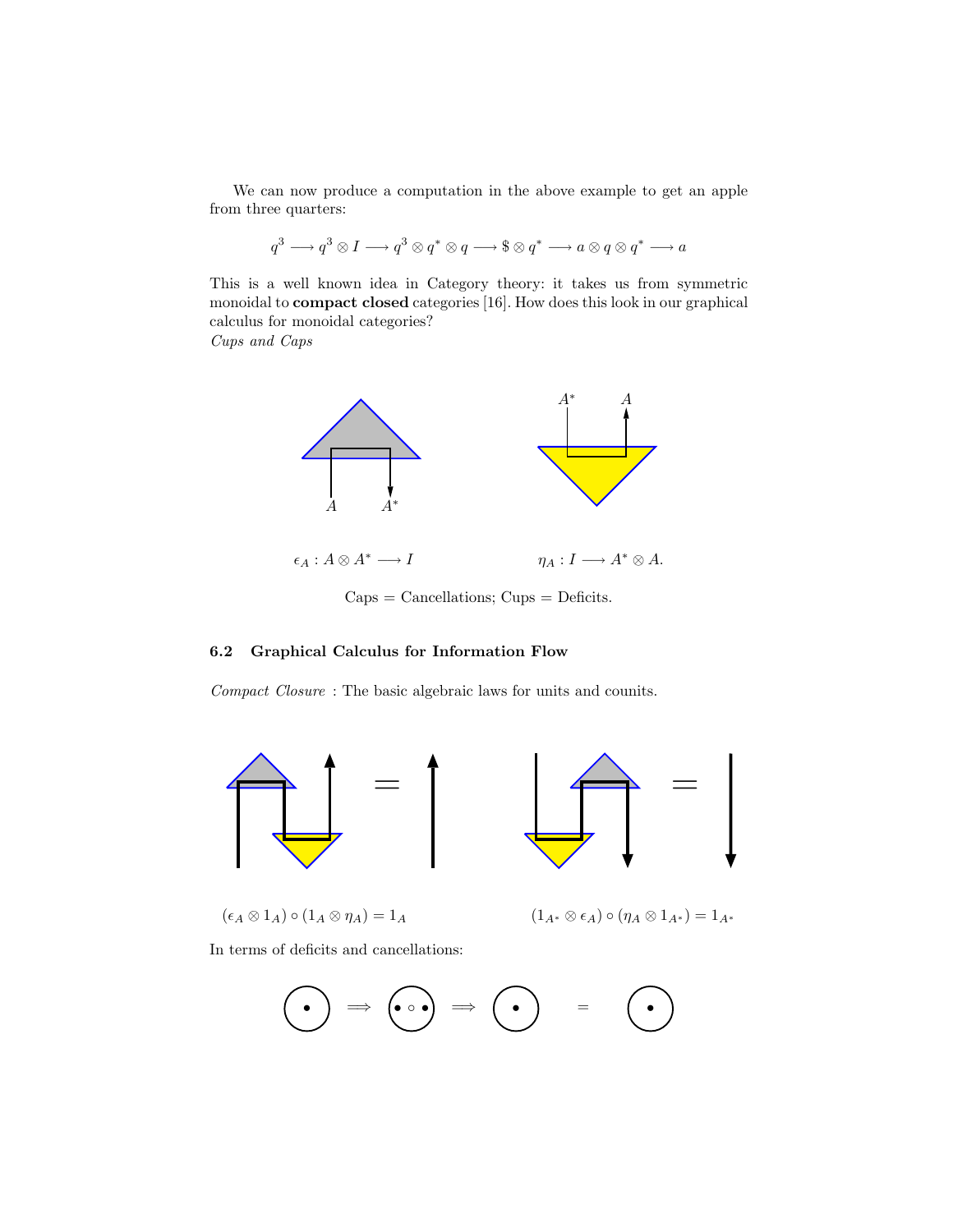We can now produce a computation in the above example to get an apple from three quarters:

$$q^3 \longrightarrow q^3 \otimes I \longrightarrow q^3 \otimes q^* \otimes q \longrightarrow \$ \otimes q^* \longrightarrow a \otimes q \otimes q^* \longrightarrow a$$

This is a well known idea in Category theory: it takes us from symmetric monoidal to **compact closed** categories [16]. How does this look in our graphical calculus for monoidal categories?
*Cups and Caps*

$\epsilon_A : A \otimes A^* \longrightarrow I$ $\qquad\qquad$ $\eta_A : I \longrightarrow A^* \otimes A.$

Caps = Cancellations; Cups = Deficits.

### 6.2 Graphical Calculus for Information Flow

*Compact Closure* : The basic algebraic laws for units and counits.

$(\epsilon_A \otimes 1_A) \circ (1_A \otimes \eta_A) = 1_A$ $\qquad\qquad$ $(1_{A^*} \otimes \epsilon_A) \circ (\eta_A \otimes 1_{A^*}) = 1_{A^*}$

In terms of deficits and cancellations: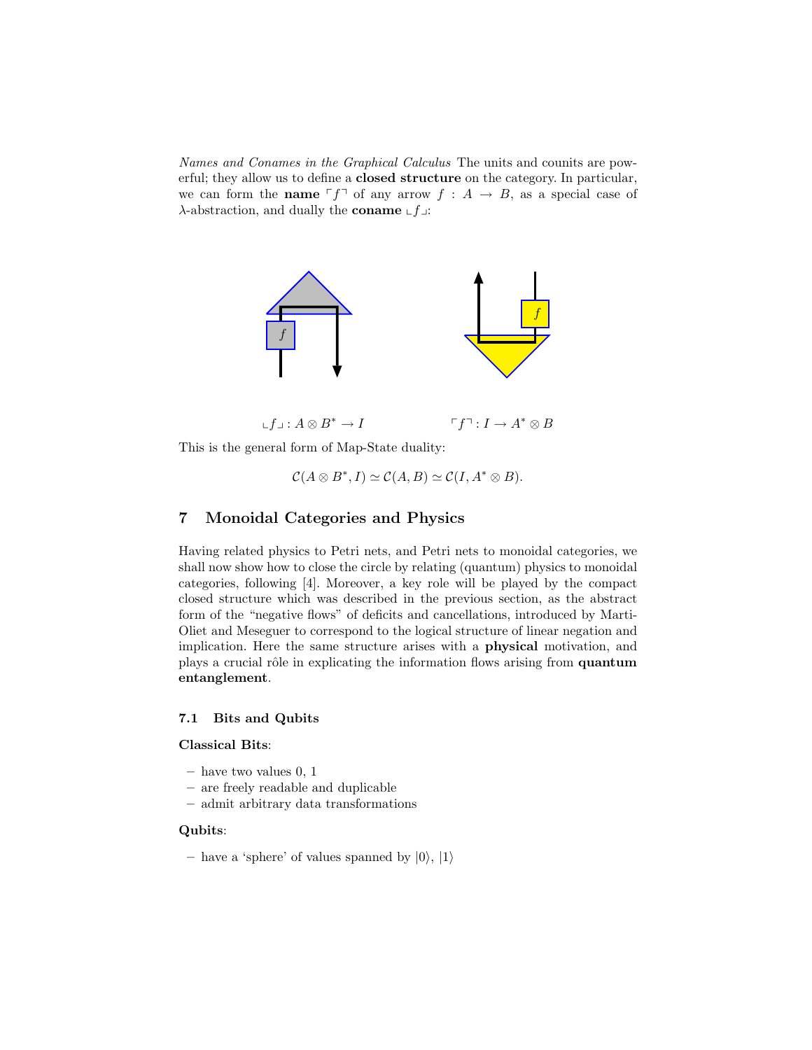*Names and Conames in the Graphical Calculus* The units and counits are powerful; they allow us to define a **closed structure** on the category. In particular, we can form the **name** $\ulcorner f \urcorner$ of any arrow $f : A \to B$, as a special case of $\lambda$-abstraction, and dually the **coname** $\llcorner f \lrcorner$:

$\llcorner f \lrcorner : A \otimes B^* \to I$ $\qquad\qquad$ $\ulcorner f \urcorner : I \to A^* \otimes B$

This is the general form of Map-State duality:

$$\mathcal{C}(A \otimes B^*, I) \simeq \mathcal{C}(A, B) \simeq \mathcal{C}(I, A^* \otimes B).$$

## 7 Monoidal Categories and Physics

Having related physics to Petri nets, and Petri nets to monoidal categories, we shall now show how to close the circle by relating (quantum) physics to monoidal categories, following [4]. Moreover, a key role will be played by the compact closed structure which was described in the previous section, as the abstract form of the "negative flows" of deficits and cancellations, introduced by Marti-Oliet and Meseguer to correspond to the logical structure of linear negation and implication. Here the same structure arises with a **physical** motivation, and plays a crucial rôle in explicating the information flows arising from **quantum entanglement**.

### 7.1 Bits and Qubits

**Classical Bits**:

- have two values 0, 1
- are freely readable and duplicable
- admit arbitrary data transformations

**Qubits**:

- have a 'sphere' of values spanned by $|0\rangle$, $|1\rangle$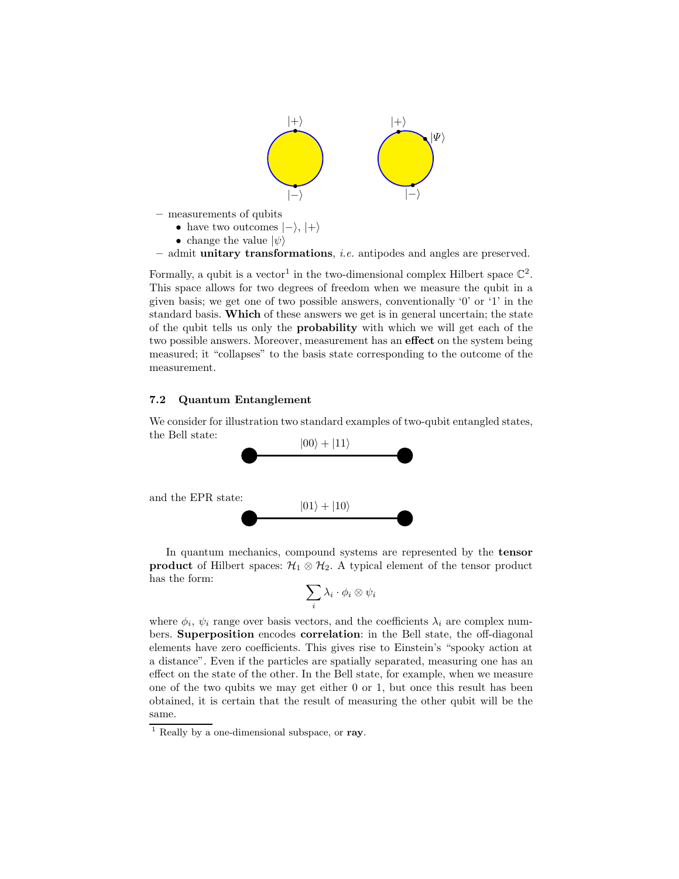– measurements of qubits
  - have two outcomes $|-\rangle$, $|+\rangle$
  - change the value $|\psi\rangle$
– admit **unitary transformations**, *i.e.* antipodes and angles are preserved.

Formally, a qubit is a vector[1] in the two-dimensional complex Hilbert space $\mathbb{C}^2$. This space allows for two degrees of freedom when we measure the qubit in a given basis; we get one of two possible answers, conventionally '0' or '1' in the standard basis. **Which** of these answers we get is in general uncertain; the state of the qubit tells us only the **probability** with which we will get each of the two possible answers. Moreover, measurement has an **effect** on the system being measured; it "collapses" to the basis state corresponding to the outcome of the measurement.

### 7.2 Quantum Entanglement

We consider for illustration two standard examples of two-qubit entangled states, the Bell state:

$$|00\rangle + |11\rangle$$

and the EPR state:

$$|01\rangle + |10\rangle$$

In quantum mechanics, compound systems are represented by the **tensor product** of Hilbert spaces: $\mathcal{H}_1 \otimes \mathcal{H}_2$. A typical element of the tensor product has the form:

$$\sum_i \lambda_i \cdot \phi_i \otimes \psi_i$$

where $\phi_i$, $\psi_i$ range over basis vectors, and the coefficients $\lambda_i$ are complex numbers. **Superposition** encodes **correlation**: in the Bell state, the off-diagonal elements have zero coefficients. This gives rise to Einstein's "spooky action at a distance". Even if the particles are spatially separated, measuring one has an effect on the state of the other. In the Bell state, for example, when we measure one of the two qubits we may get either 0 or 1, but once this result has been obtained, it is certain that the result of measuring the other qubit will be the same.

[1] Really by a one-dimensional subspace, or **ray**.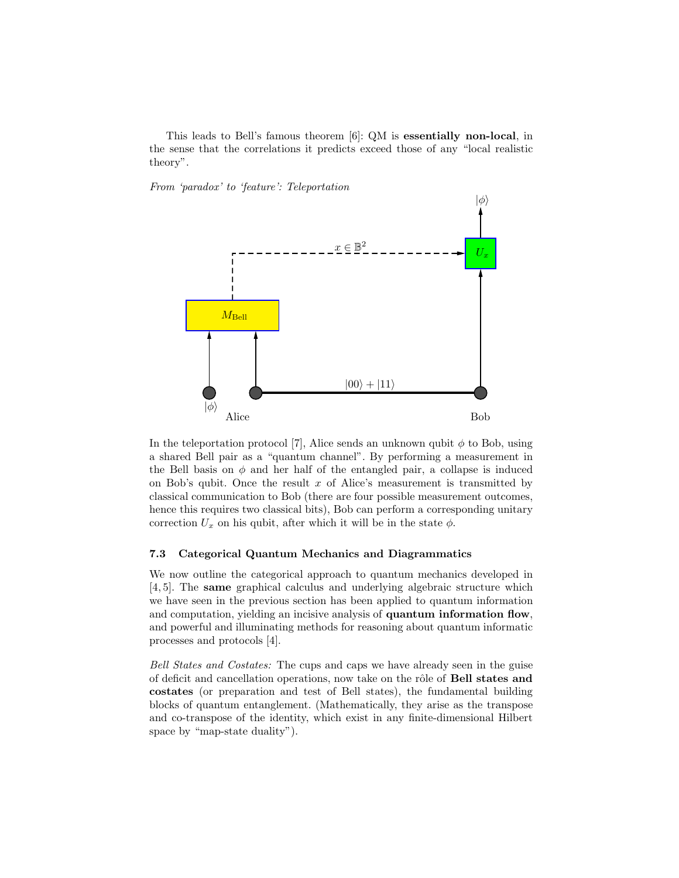This leads to Bell's famous theorem [6]: QM is **essentially non-local**, in the sense that the correlations it predicts exceed those of any "local realistic theory".

*From 'paradox' to 'feature': Teleportation*

In the teleportation protocol [7], Alice sends an unknown qubit $\phi$ to Bob, using a shared Bell pair as a "quantum channel". By performing a measurement in the Bell basis on $\phi$ and her half of the entangled pair, a collapse is induced on Bob's qubit. Once the result $x$ of Alice's measurement is transmitted by classical communication to Bob (there are four possible measurement outcomes, hence this requires two classical bits), Bob can perform a corresponding unitary correction $U_x$ on his qubit, after which it will be in the state $\phi$.

### 7.3 Categorical Quantum Mechanics and Diagrammatics

We now outline the categorical approach to quantum mechanics developed in [4, 5]. The **same** graphical calculus and underlying algebraic structure which we have seen in the previous section has been applied to quantum information and computation, yielding an incisive analysis of **quantum information flow**, and powerful and illuminating methods for reasoning about quantum informatic processes and protocols [4].

*Bell States and Costates:* The cups and caps we have already seen in the guise of deficit and cancellation operations, now take on the rôle of **Bell states and costates** (or preparation and test of Bell states), the fundamental building blocks of quantum entanglement. (Mathematically, they arise as the transpose and co-transpose of the identity, which exist in any finite-dimensional Hilbert space by "map-state duality").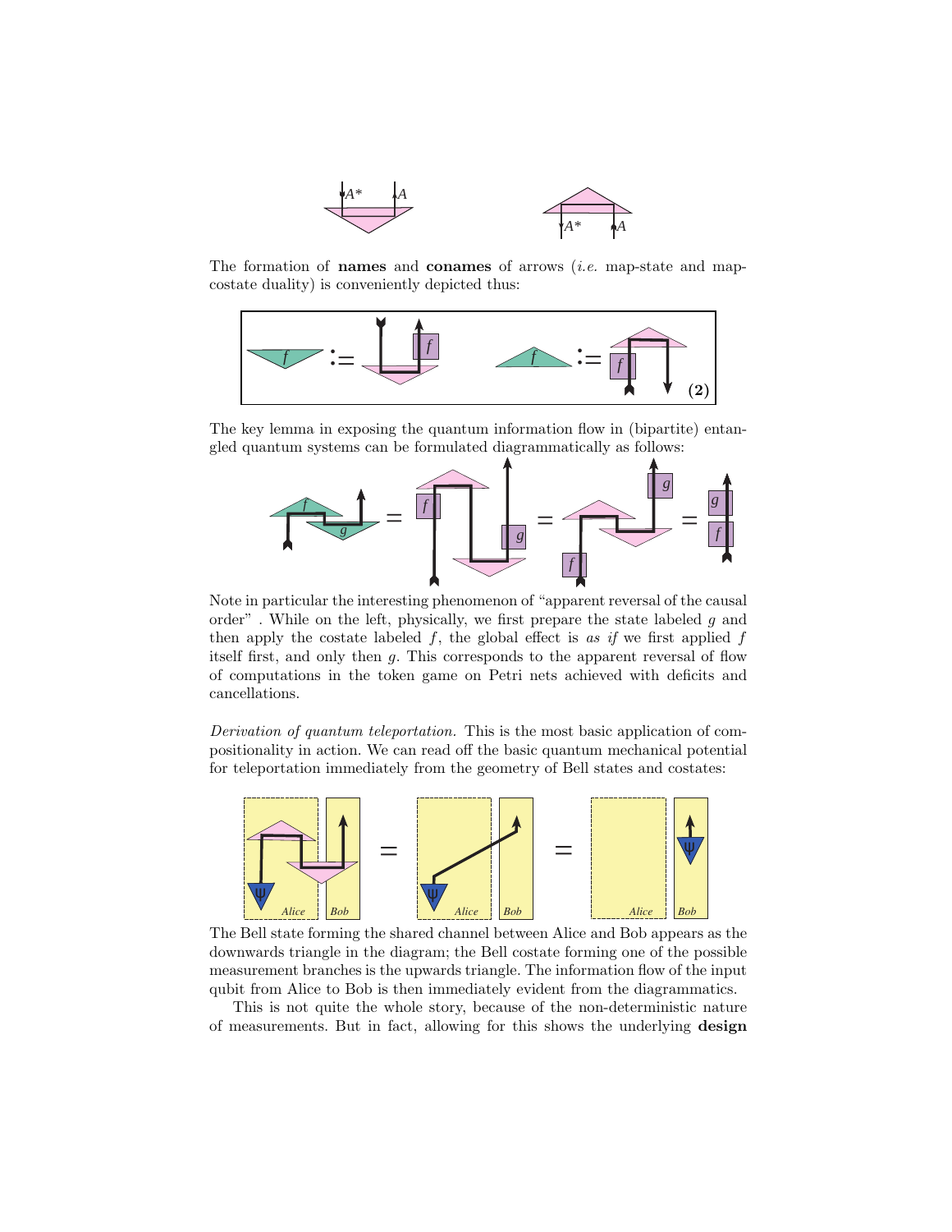The formation of **names** and **conames** of arrows (*i.e.* map-state and map-costate duality) is conveniently depicted thus:

The key lemma in exposing the quantum information flow in (bipartite) entangled quantum systems can be formulated diagrammatically as follows:

Note in particular the interesting phenomenon of "apparent reversal of the causal order" . While on the left, physically, we first prepare the state labeled $g$ and then apply the costate labeled $f$, the global effect is *as if* we first applied $f$ itself first, and only then $g$. This corresponds to the apparent reversal of flow of computations in the token game on Petri nets achieved with deficits and cancellations.

*Derivation of quantum teleportation.* This is the most basic application of compositionality in action. We can read off the basic quantum mechanical potential for teleportation immediately from the geometry of Bell states and costates:

The Bell state forming the shared channel between Alice and Bob appears as the downwards triangle in the diagram; the Bell costate forming one of the possible measurement branches is the upwards triangle. The information flow of the input qubit from Alice to Bob is then immediately evident from the diagrammatics.

This is not quite the whole story, because of the non-deterministic nature of measurements. But in fact, allowing for this shows the underlying **design**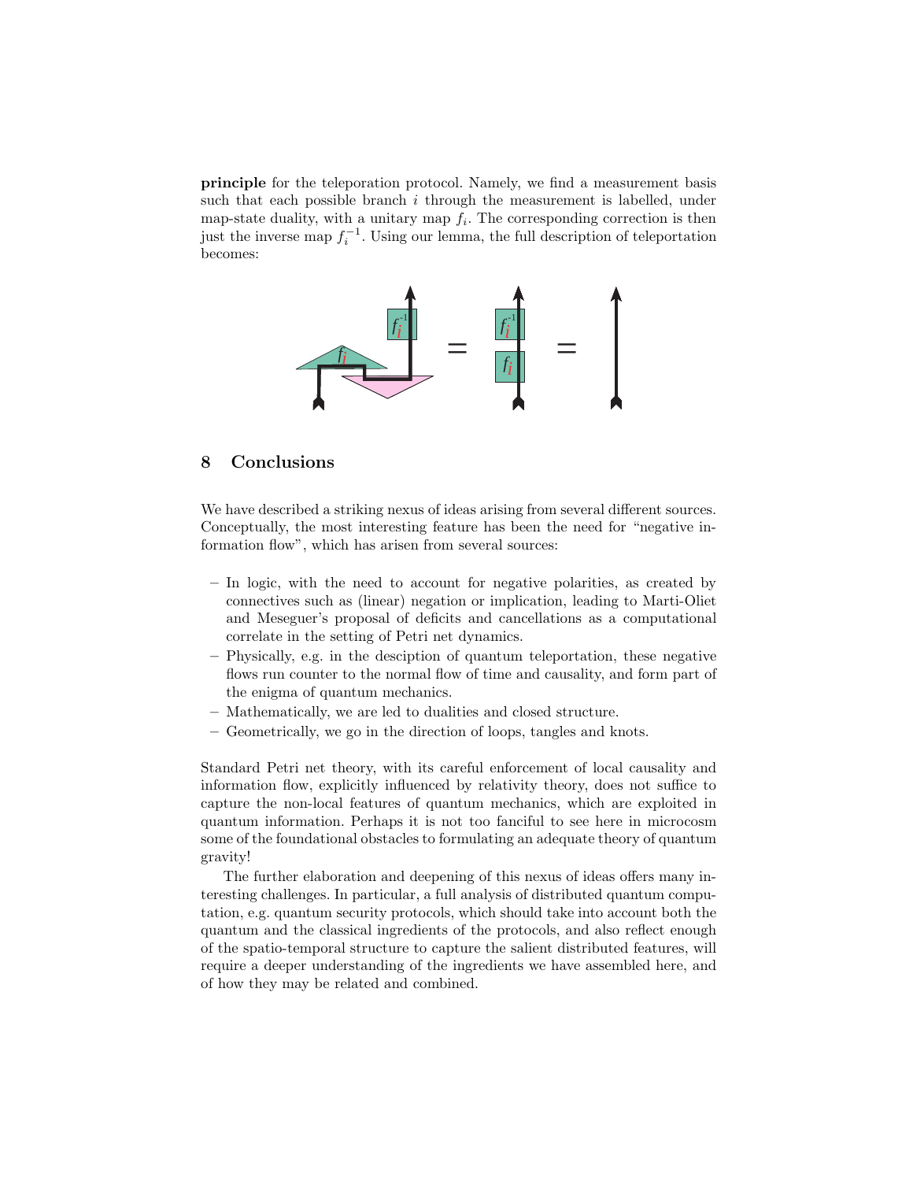**principle** for the teleporation protocol. Namely, we find a measurement basis such that each possible branch $i$ through the measurement is labelled, under map-state duality, with a unitary map $f_i$. The corresponding correction is then just the inverse map $f_i^{-1}$. Using our lemma, the full description of teleportation becomes:

## 8 Conclusions

We have described a striking nexus of ideas arising from several different sources. Conceptually, the most interesting feature has been the need for "negative information flow", which has arisen from several sources:

- In logic, with the need to account for negative polarities, as created by connectives such as (linear) negation or implication, leading to Marti-Oliet and Meseguer's proposal of deficits and cancellations as a computational correlate in the setting of Petri net dynamics.
- Physically, e.g. in the desciption of quantum teleportation, these negative flows run counter to the normal flow of time and causality, and form part of the enigma of quantum mechanics.
- Mathematically, we are led to dualities and closed structure.
- Geometrically, we go in the direction of loops, tangles and knots.

Standard Petri net theory, with its careful enforcement of local causality and information flow, explicitly influenced by relativity theory, does not suffice to capture the non-local features of quantum mechanics, which are exploited in quantum information. Perhaps it is not too fanciful to see here in microcosm some of the foundational obstacles to formulating an adequate theory of quantum gravity!

The further elaboration and deepening of this nexus of ideas offers many interesting challenges. In particular, a full analysis of distributed quantum computation, e.g. quantum security protocols, which should take into account both the quantum and the classical ingredients of the protocols, and also reflect enough of the spatio-temporal structure to capture the salient distributed features, will require a deeper understanding of the ingredients we have assembled here, and of how they may be related and combined.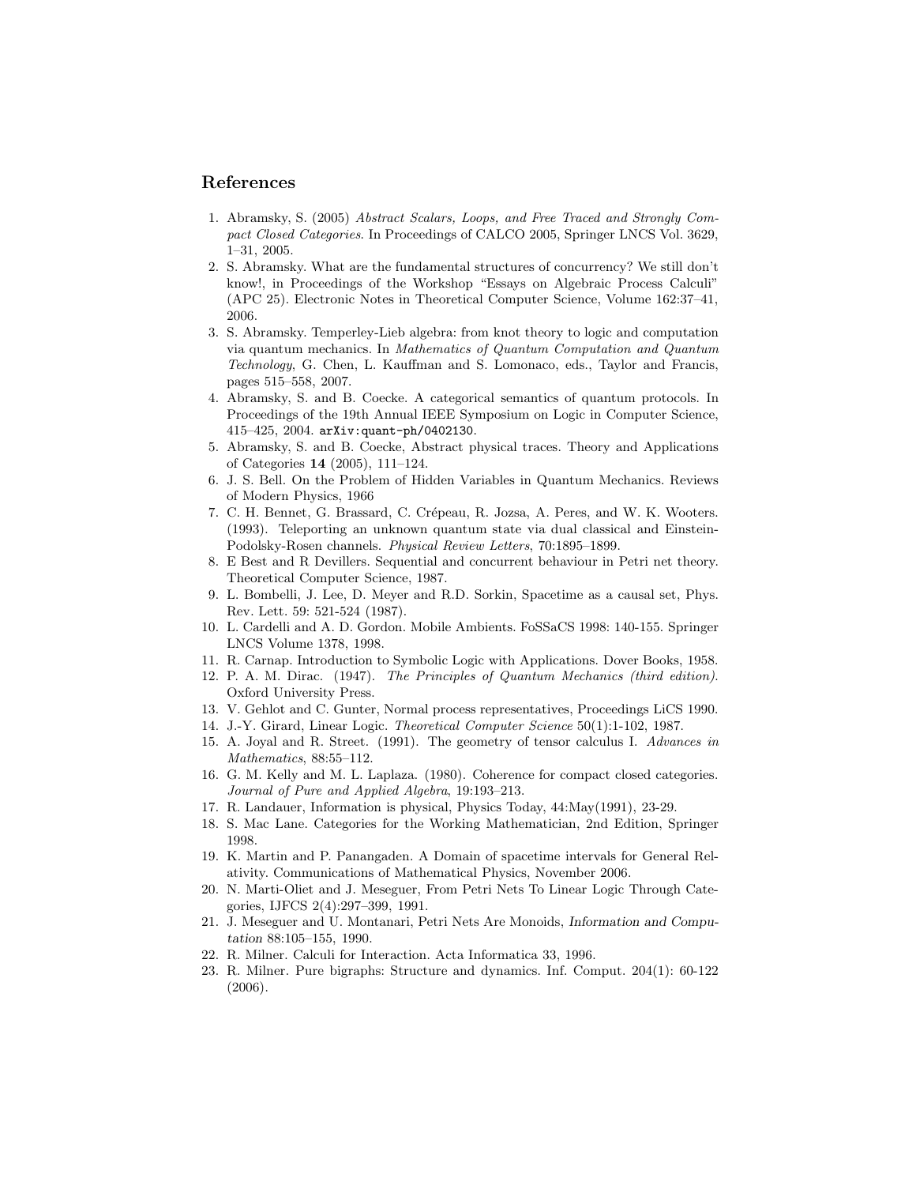## References

1. Abramsky, S. (2005) *Abstract Scalars, Loops, and Free Traced and Strongly Compact Closed Categories*. In Proceedings of CALCO 2005, Springer LNCS Vol. 3629, 1–31, 2005.
2. S. Abramsky. What are the fundamental structures of concurrency? We still don't know!, in Proceedings of the Workshop "Essays on Algebraic Process Calculi" (APC 25). Electronic Notes in Theoretical Computer Science, Volume 162:37–41, 2006.
3. S. Abramsky. Temperley-Lieb algebra: from knot theory to logic and computation via quantum mechanics. In *Mathematics of Quantum Computation and Quantum Technology*, G. Chen, L. Kauffman and S. Lomonaco, eds., Taylor and Francis, pages 515–558, 2007.
4. Abramsky, S. and B. Coecke. A categorical semantics of quantum protocols. In Proceedings of the 19th Annual IEEE Symposium on Logic in Computer Science, 415–425, 2004. `arXiv:quant-ph/0402130`.
5. Abramsky, S. and B. Coecke, Abstract physical traces. Theory and Applications of Categories **14** (2005), 111–124.
6. J. S. Bell. On the Problem of Hidden Variables in Quantum Mechanics. Reviews of Modern Physics, 1966
7. C. H. Bennet, G. Brassard, C. Crépeau, R. Jozsa, A. Peres, and W. K. Wooters. (1993). Teleporting an unknown quantum state via dual classical and Einstein-Podolsky-Rosen channels. *Physical Review Letters*, 70:1895–1899.
8. E Best and R Devillers. Sequential and concurrent behaviour in Petri net theory. Theoretical Computer Science, 1987.
9. L. Bombelli, J. Lee, D. Meyer and R.D. Sorkin, Spacetime as a causal set, Phys. Rev. Lett. 59: 521-524 (1987).
10. L. Cardelli and A. D. Gordon. Mobile Ambients. FoSSaCS 1998: 140-155. Springer LNCS Volume 1378, 1998.
11. R. Carnap. Introduction to Symbolic Logic with Applications. Dover Books, 1958.
12. P. A. M. Dirac. (1947). *The Principles of Quantum Mechanics (third edition)*. Oxford University Press.
13. V. Gehlot and C. Gunter, Normal process representatives, Proceedings LiCS 1990.
14. J.-Y. Girard, Linear Logic. *Theoretical Computer Science* 50(1):1-102, 1987.
15. A. Joyal and R. Street. (1991). The geometry of tensor calculus I. *Advances in Mathematics*, 88:55–112.
16. G. M. Kelly and M. L. Laplaza. (1980). Coherence for compact closed categories. *Journal of Pure and Applied Algebra*, 19:193–213.
17. R. Landauer, Information is physical, Physics Today, 44:May(1991), 23-29.
18. S. Mac Lane. Categories for the Working Mathematician, 2nd Edition, Springer 1998.
19. K. Martin and P. Panangaden. A Domain of spacetime intervals for General Relativity. Communications of Mathematical Physics, November 2006.
20. N. Marti-Oliet and J. Meseguer, From Petri Nets To Linear Logic Through Categories, IJFCS 2(4):297–399, 1991.
21. J. Meseguer and U. Montanari, Petri Nets Are Monoids, *Information and Computation* 88:105–155, 1990.
22. R. Milner. Calculi for Interaction. Acta Informatica 33, 1996.
23. R. Milner. Pure bigraphs: Structure and dynamics. Inf. Comput. 204(1): 60-122 (2006).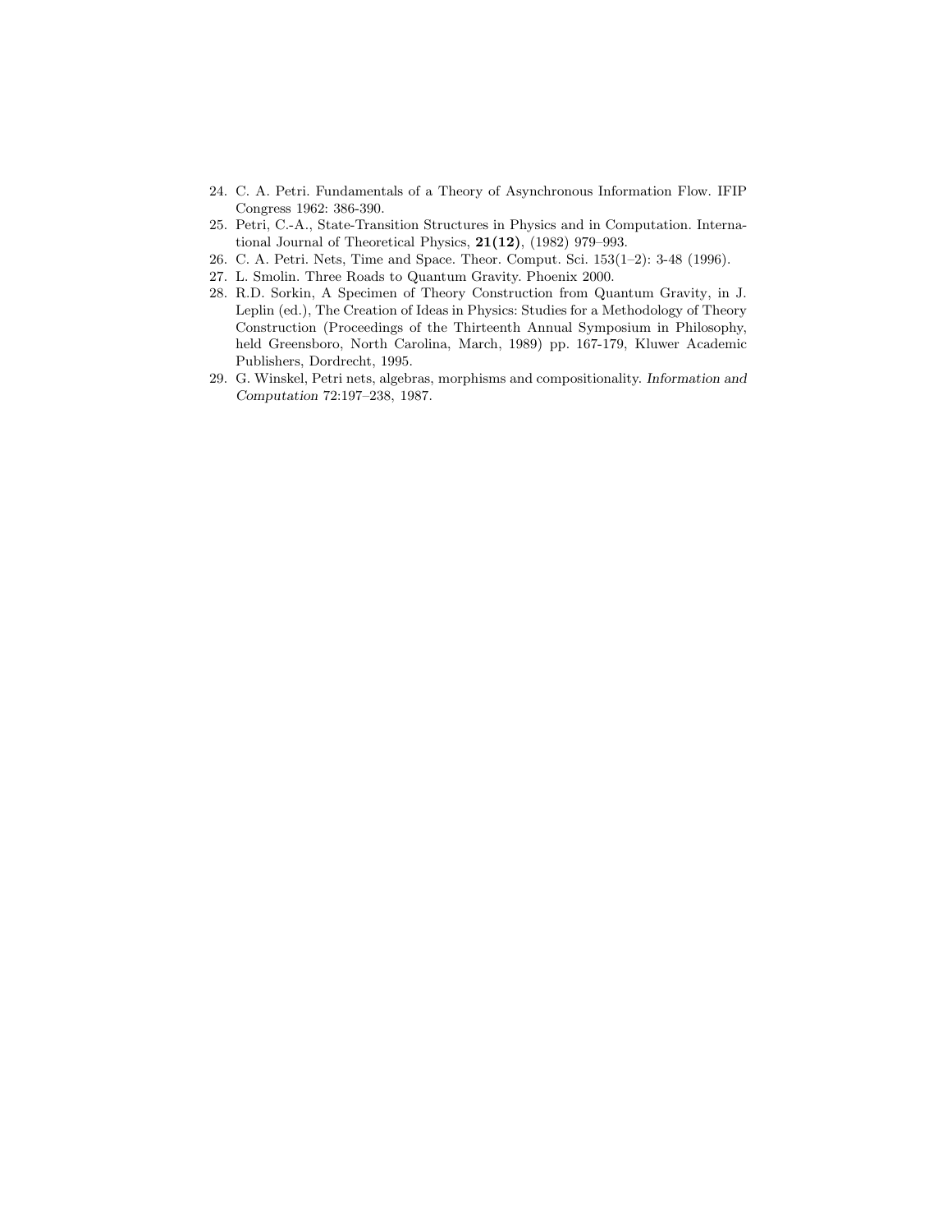24. C. A. Petri. Fundamentals of a Theory of Asynchronous Information Flow. IFIP Congress 1962: 386-390.
25. Petri, C.-A., State-Transition Structures in Physics and in Computation. International Journal of Theoretical Physics, **21(12)**, (1982) 979–993.
26. C. A. Petri. Nets, Time and Space. Theor. Comput. Sci. 153(1–2): 3-48 (1996).
27. L. Smolin. Three Roads to Quantum Gravity. Phoenix 2000.
28. R.D. Sorkin, A Specimen of Theory Construction from Quantum Gravity, in J. Leplin (ed.), The Creation of Ideas in Physics: Studies for a Methodology of Theory Construction (Proceedings of the Thirteenth Annual Symposium in Philosophy, held Greensboro, North Carolina, March, 1989) pp. 167-179, Kluwer Academic Publishers, Dordrecht, 1995.
29. G. Winskel, Petri nets, algebras, morphisms and compositionality. *Information and Computation* 72:197–238, 1987.